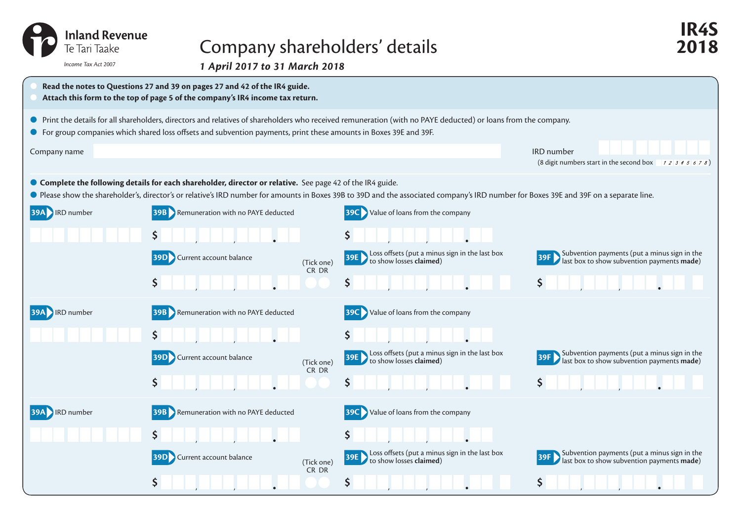Inland Revenue
Te Tari Taake

*Income Tax Act 2007*

# Company shareholders' details

***1 April 2017 to 31 March 2018***

**IR4S 2018**

- **Read the notes to Questions 27 and 39 on pages 27 and 42 of the IR4 guide.**
- **Attach this form to the top of page 5 of the company's IR4 income tax return.**

- Print the details for all shareholders, directors and relatives of shareholders who received remuneration (with no PAYE deducted) or loans from the company.
- For group companies which shared loss offsets and subvention payments, print these amounts in Boxes 39E and 39F.

Company name

IRD number
(8 digit numbers start in the second box 12345678)

- **Complete the following details for each shareholder, director or relative.** See page 42 of the IR4 guide.
- Please show the shareholder's, director's or relative's IRD number for amounts in Boxes 39B to 39D and the associated company's IRD number for Boxes 39E and 39F on a separate line.

**39A** IRD number

**39B** Remuneration with no PAYE deducted $

**39C** Value of loans from the company $

**39D** Current account balance $ (Tick one) CR DR

**39E** Loss offsets (put a minus sign in the last box to show losses **claimed**) $

**39F** Subvention payments (put a minus sign in the last box to show subvention payments **made**) $

**39A** IRD number

**39B** Remuneration with no PAYE deducted $

**39C** Value of loans from the company $

**39D** Current account balance $ (Tick one) CR DR

**39E** Loss offsets (put a minus sign in the last box to show losses **claimed**) $

**39F** Subvention payments (put a minus sign in the last box to show subvention payments **made**) $

**39A** IRD number

**39B** Remuneration with no PAYE deducted $

**39C** Value of loans from the company $

**39D** Current account balance $ (Tick one) CR DR

**39E** Loss offsets (put a minus sign in the last box to show losses **claimed**) $

**39F** Subvention payments (put a minus sign in the last box to show subvention payments **made**) $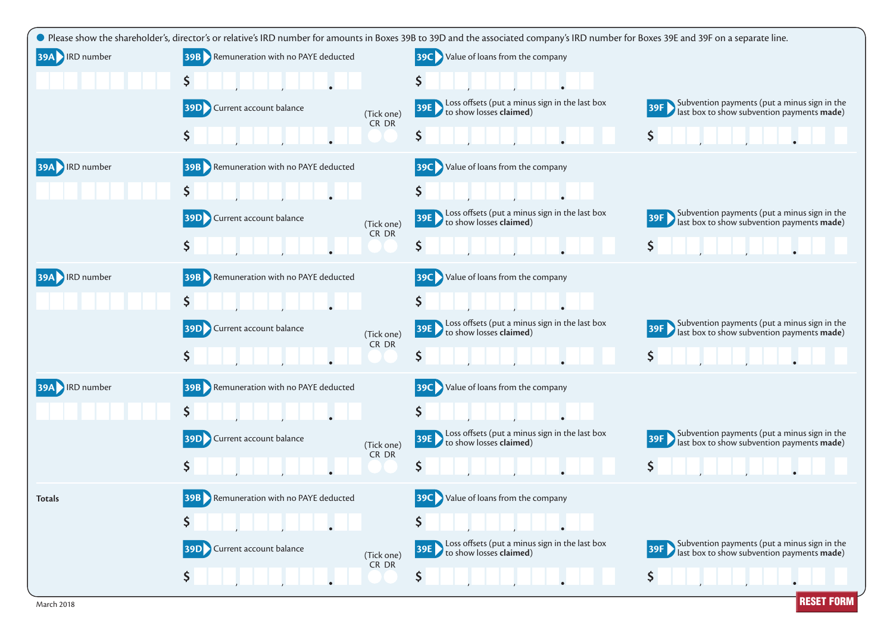- Please show the shareholder's, director's or relative's IRD number for amounts in Boxes 39B to 39D and the associated company's IRD number for Boxes 39E and 39F on a separate line.

**39A** IRD number

**39B** Remuneration with no PAYE deducted $

**39C** Value of loans from the company $

**39D** Current account balance $ (Tick one) CR DR

**39E** Loss offsets (put a minus sign in the last box to show losses **claimed**) $

**39F** Subvention payments (put a minus sign in the last box to show subvention payments **made**) $

---

**39A** IRD number

**39B** Remuneration with no PAYE deducted $

**39C** Value of loans from the company $

**39D** Current account balance $ (Tick one) CR DR

**39E** Loss offsets (put a minus sign in the last box to show losses **claimed**) $

**39F** Subvention payments (put a minus sign in the last box to show subvention payments **made**) $

---

**39A** IRD number

**39B** Remuneration with no PAYE deducted $

**39C** Value of loans from the company $

**39D** Current account balance $ (Tick one) CR DR

**39E** Loss offsets (put a minus sign in the last box to show losses **claimed**) $

**39F** Subvention payments (put a minus sign in the last box to show subvention payments **made**) $

---

**39A** IRD number

**39B** Remuneration with no PAYE deducted $

**39C** Value of loans from the company $

**39D** Current account balance $ (Tick one) CR DR

**39E** Loss offsets (put a minus sign in the last box to show losses **claimed**) $

**39F** Subvention payments (put a minus sign in the last box to show subvention payments **made**) $

---

**Totals**

**39B** Remuneration with no PAYE deducted $

**39C** Value of loans from the company $

**39D** Current account balance $ (Tick one) CR DR

**39E** Loss offsets (put a minus sign in the last box to show losses **claimed**) $

**39F** Subvention payments (put a minus sign in the last box to show subvention payments **made**) $

March 2018

RESET FORM